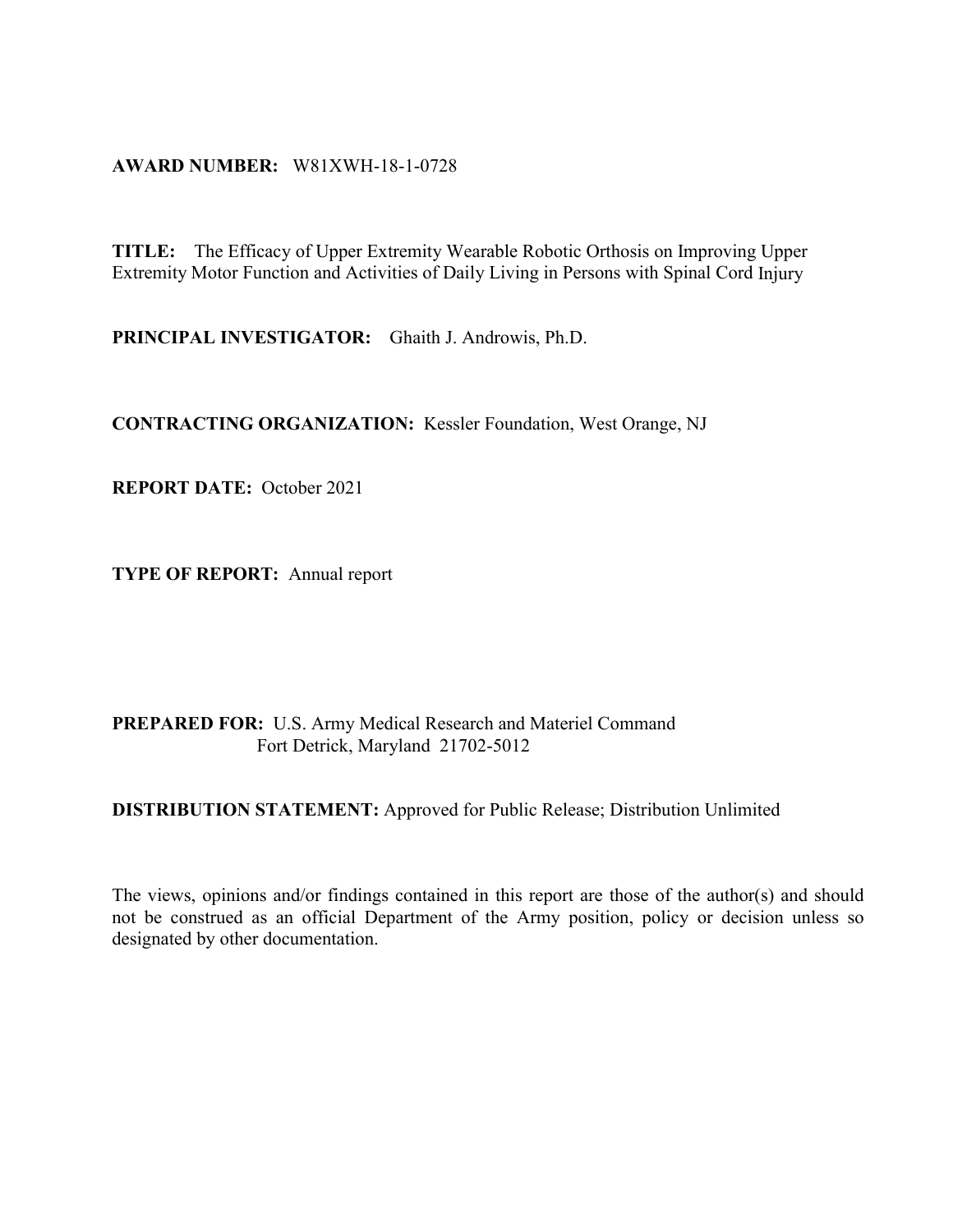**AWARD NUMBER:** W81XWH-18-1-0728

**TITLE:** The Efficacy of Upper Extremity Wearable Robotic Orthosis on Improving Upper Extremity Motor Function and Activities of Daily Living in Persons with Spinal Cord Injury

**PRINCIPAL INVESTIGATOR:** Ghaith J. Androwis, Ph.D.

**CONTRACTING ORGANIZATION:** Kessler Foundation, West Orange, NJ

**REPORT DATE:** October 2021

**TYPE OF REPORT:** Annual report

**PREPARED FOR:** U.S. Army Medical Research and Materiel Command
Fort Detrick, Maryland 21702-5012

**DISTRIBUTION STATEMENT:** Approved for Public Release; Distribution Unlimited

The views, opinions and/or findings contained in this report are those of the author(s) and should not be construed as an official Department of the Army position, policy or decision unless so designated by other documentation.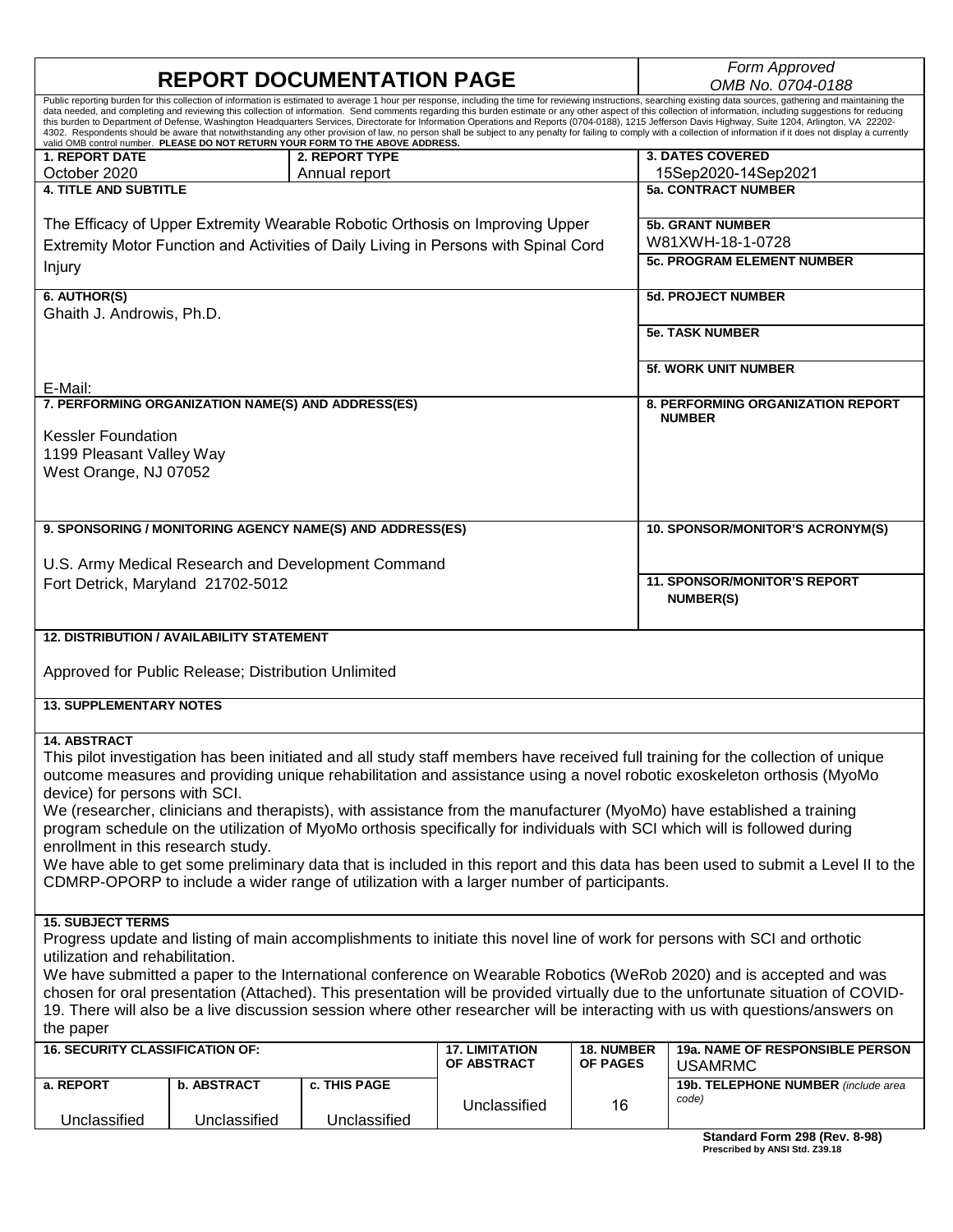# REPORT DOCUMENTATION PAGE

*Form Approved*
*OMB No. 0704-0188*

Public reporting burden for this collection of information is estimated to average 1 hour per response, including the time for reviewing instructions, searching existing data sources, gathering and maintaining the data needed, and completing and reviewing this collection of information. Send comments regarding this burden estimate or any other aspect of this collection of information, including suggestions for reducing this burden to Department of Defense, Washington Headquarters Services, Directorate for Information Operations and Reports (0704-0188), 1215 Jefferson Davis Highway, Suite 1204, Arlington, VA 22202-4302. Respondents should be aware that notwithstanding any other provision of law, no person shall be subject to any penalty for failing to comply with a collection of information if it does not display a currently valid OMB control number. **PLEASE DO NOT RETURN YOUR FORM TO THE ABOVE ADDRESS.**

| **1. REPORT DATE** | **2. REPORT TYPE** | **3. DATES COVERED** |
|---|---|---|
| October 2020 | Annual report | 15Sep2020-14Sep2021 |

**4. TITLE AND SUBTITLE**

The Efficacy of Upper Extremity Wearable Robotic Orthosis on Improving Upper Extremity Motor Function and Activities of Daily Living in Persons with Spinal Cord Injury

**5a. CONTRACT NUMBER**

**5b. GRANT NUMBER**
W81XWH-18-1-0728

**5c. PROGRAM ELEMENT NUMBER**

**6. AUTHOR(S)**
Ghaith J. Androwis, Ph.D.

E-Mail:

**5d. PROJECT NUMBER**

**5e. TASK NUMBER**

**5f. WORK UNIT NUMBER**

**7. PERFORMING ORGANIZATION NAME(S) AND ADDRESS(ES)**

Kessler Foundation
1199 Pleasant Valley Way
West Orange, NJ 07052

**8. PERFORMING ORGANIZATION REPORT NUMBER**

**9. SPONSORING / MONITORING AGENCY NAME(S) AND ADDRESS(ES)**

U.S. Army Medical Research and Development Command
Fort Detrick, Maryland 21702-5012

**10. SPONSOR/MONITOR'S ACRONYM(S)**

**11. SPONSOR/MONITOR'S REPORT NUMBER(S)**

**12. DISTRIBUTION / AVAILABILITY STATEMENT**

Approved for Public Release; Distribution Unlimited

**13. SUPPLEMENTARY NOTES**

**14. ABSTRACT**

This pilot investigation has been initiated and all study staff members have received full training for the collection of unique outcome measures and providing unique rehabilitation and assistance using a novel robotic exoskeleton orthosis (MyoMo device) for persons with SCI.
We (researcher, clinicians and therapists), with assistance from the manufacturer (MyoMo) have established a training program schedule on the utilization of MyoMo orthosis specifically for individuals with SCI which will is followed during enrollment in this research study.
We have able to get some preliminary data that is included in this report and this data has been used to submit a Level II to the CDMRP-OPORP to include a wider range of utilization with a larger number of participants.

**15. SUBJECT TERMS**

Progress update and listing of main accomplishments to initiate this novel line of work for persons with SCI and orthotic utilization and rehabilitation.
We have submitted a paper to the International conference on Wearable Robotics (WeRob 2020) and is accepted and was chosen for oral presentation (Attached). This presentation will be provided virtually due to the unfortunate situation of COVID-19. There will also be a live discussion session where other researcher will be interacting with us with questions/answers on the paper

| **16. SECURITY CLASSIFICATION OF:** | | | **17. LIMITATION OF ABSTRACT** | **18. NUMBER OF PAGES** | **19a. NAME OF RESPONSIBLE PERSON** USAMRMC |
|---|---|---|---|---|---|
| **a. REPORT** | **b. ABSTRACT** | **c. THIS PAGE** | | | **19b. TELEPHONE NUMBER** *(include area code)* |
| Unclassified | Unclassified | Unclassified | Unclassified | 16 | |

**Standard Form 298 (Rev. 8-98)**
**Prescribed by ANSI Std. Z39.18**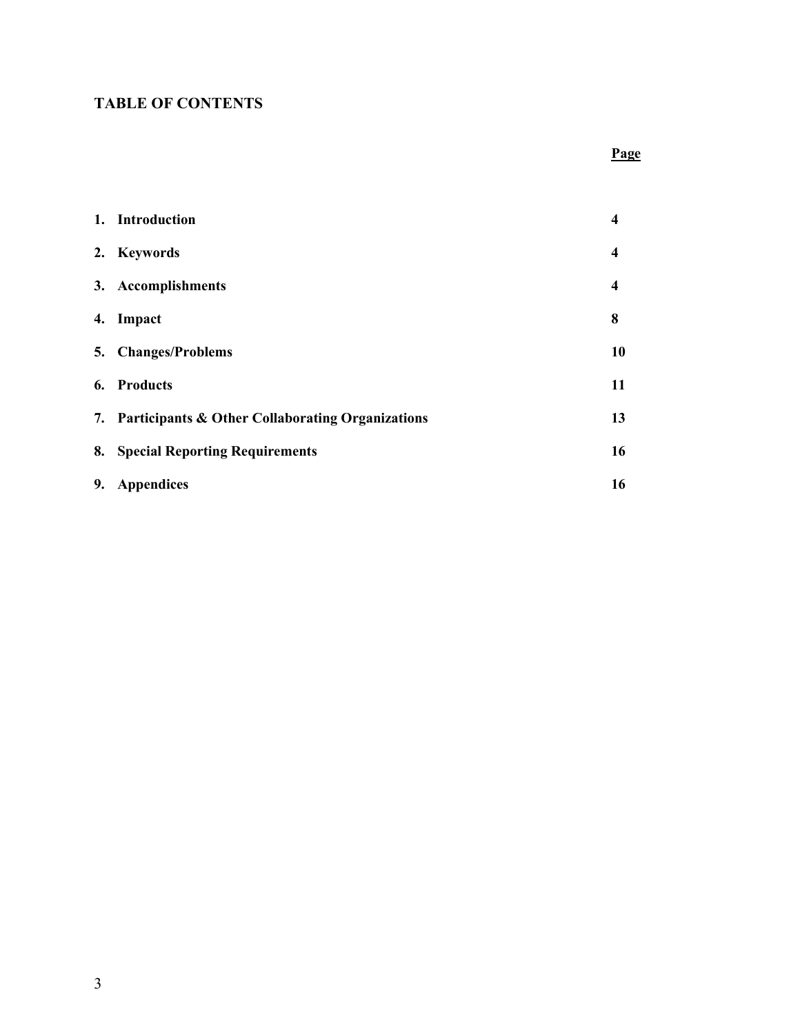## TABLE OF CONTENTS

| | Page |
|---|---|
| **1. Introduction** | **4** |
| **2. Keywords** | **4** |
| **3. Accomplishments** | **4** |
| **4. Impact** | **8** |
| **5. Changes/Problems** | **10** |
| **6. Products** | **11** |
| **7. Participants & Other Collaborating Organizations** | **13** |
| **8. Special Reporting Requirements** | **16** |
| **9. Appendices** | **16** |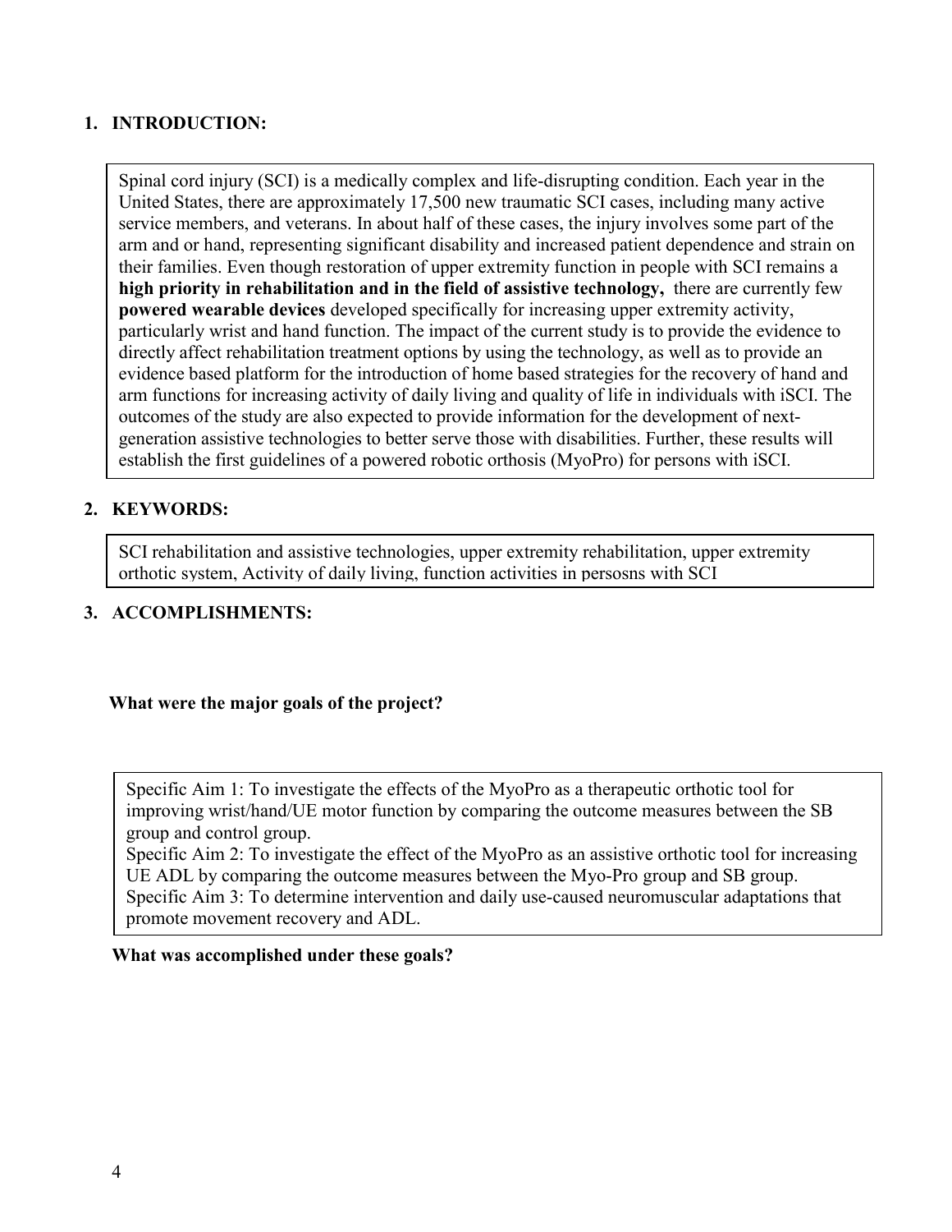## 1. INTRODUCTION:

Spinal cord injury (SCI) is a medically complex and life-disrupting condition. Each year in the United States, there are approximately 17,500 new traumatic SCI cases, including many active service members, and veterans. In about half of these cases, the injury involves some part of the arm and or hand, representing significant disability and increased patient dependence and strain on their families. Even though restoration of upper extremity function in people with SCI remains a **high priority in rehabilitation and in the field of assistive technology,** there are currently few **powered wearable devices** developed specifically for increasing upper extremity activity, particularly wrist and hand function. The impact of the current study is to provide the evidence to directly affect rehabilitation treatment options by using the technology, as well as to provide an evidence based platform for the introduction of home based strategies for the recovery of hand and arm functions for increasing activity of daily living and quality of life in individuals with iSCI. The outcomes of the study are also expected to provide information for the development of next-generation assistive technologies to better serve those with disabilities. Further, these results will establish the first guidelines of a powered robotic orthosis (MyoPro) for persons with iSCI.

## 2. KEYWORDS:

SCI rehabilitation and assistive technologies, upper extremity rehabilitation, upper extremity orthotic system, Activity of daily living, function activities in persosns with SCI

## 3. ACCOMPLISHMENTS:

**What were the major goals of the project?**

Specific Aim 1: To investigate the effects of the MyoPro as a therapeutic orthotic tool for improving wrist/hand/UE motor function by comparing the outcome measures between the SB group and control group.
Specific Aim 2: To investigate the effect of the MyoPro as an assistive orthotic tool for increasing UE ADL by comparing the outcome measures between the Myo-Pro group and SB group.
Specific Aim 3: To determine intervention and daily use-caused neuromuscular adaptations that promote movement recovery and ADL.

**What was accomplished under these goals?**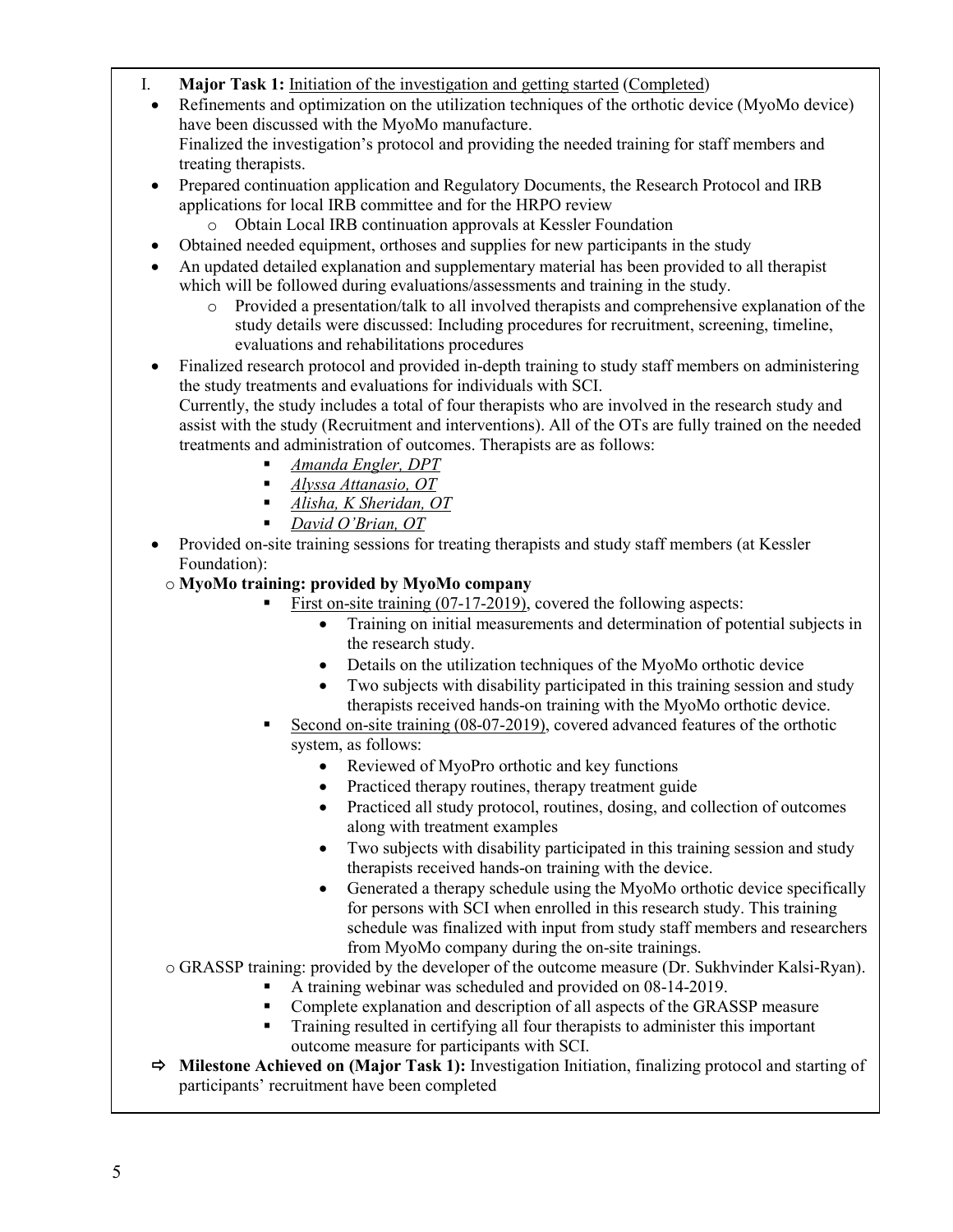I. **Major Task 1:** Initiation of the investigation and getting started (Completed)

- Refinements and optimization on the utilization techniques of the orthotic device (MyoMo device) have been discussed with the MyoMo manufacture.
  Finalized the investigation's protocol and providing the needed training for staff members and treating therapists.
- Prepared continuation application and Regulatory Documents, the Research Protocol and IRB applications for local IRB committee and for the HRPO review
  - Obtain Local IRB continuation approvals at Kessler Foundation
- Obtained needed equipment, orthoses and supplies for new participants in the study
- An updated detailed explanation and supplementary material has been provided to all therapist which will be followed during evaluations/assessments and training in the study.
  - Provided a presentation/talk to all involved therapists and comprehensive explanation of the study details were discussed: Including procedures for recruitment, screening, timeline, evaluations and rehabilitations procedures
- Finalized research protocol and provided in-depth training to study staff members on administering the study treatments and evaluations for individuals with SCI.
  Currently, the study includes a total of four therapists who are involved in the research study and assist with the study (Recruitment and interventions). All of the OTs are fully trained on the needed treatments and administration of outcomes. Therapists are as follows:
  - *Amanda Engler, DPT*
  - *Alyssa Attanasio, OT*
  - *Alisha, K Sheridan, OT*
  - *David O'Brian, OT*
- Provided on-site training sessions for treating therapists and study staff members (at Kessler Foundation):
  - **MyoMo training: provided by MyoMo company**
    - First on-site training (07-17-2019), covered the following aspects:
      - Training on initial measurements and determination of potential subjects in the research study.
      - Details on the utilization techniques of the MyoMo orthotic device
      - Two subjects with disability participated in this training session and study therapists received hands-on training with the MyoMo orthotic device.
    - Second on-site training (08-07-2019), covered advanced features of the orthotic system, as follows:
      - Reviewed of MyoPro orthotic and key functions
      - Practiced therapy routines, therapy treatment guide
      - Practiced all study protocol, routines, dosing, and collection of outcomes along with treatment examples
      - Two subjects with disability participated in this training session and study therapists received hands-on training with the device.
      - Generated a therapy schedule using the MyoMo orthotic device specifically for persons with SCI when enrolled in this research study. This training schedule was finalized with input from study staff members and researchers from MyoMo company during the on-site trainings.
  - GRASSP training: provided by the developer of the outcome measure (Dr. Sukhvinder Kalsi-Ryan).
    - A training webinar was scheduled and provided on 08-14-2019.
    - Complete explanation and description of all aspects of the GRASSP measure
    - Training resulted in certifying all four therapists to administer this important outcome measure for participants with SCI.

⇨ **Milestone Achieved on (Major Task 1):** Investigation Initiation, finalizing protocol and starting of participants' recruitment have been completed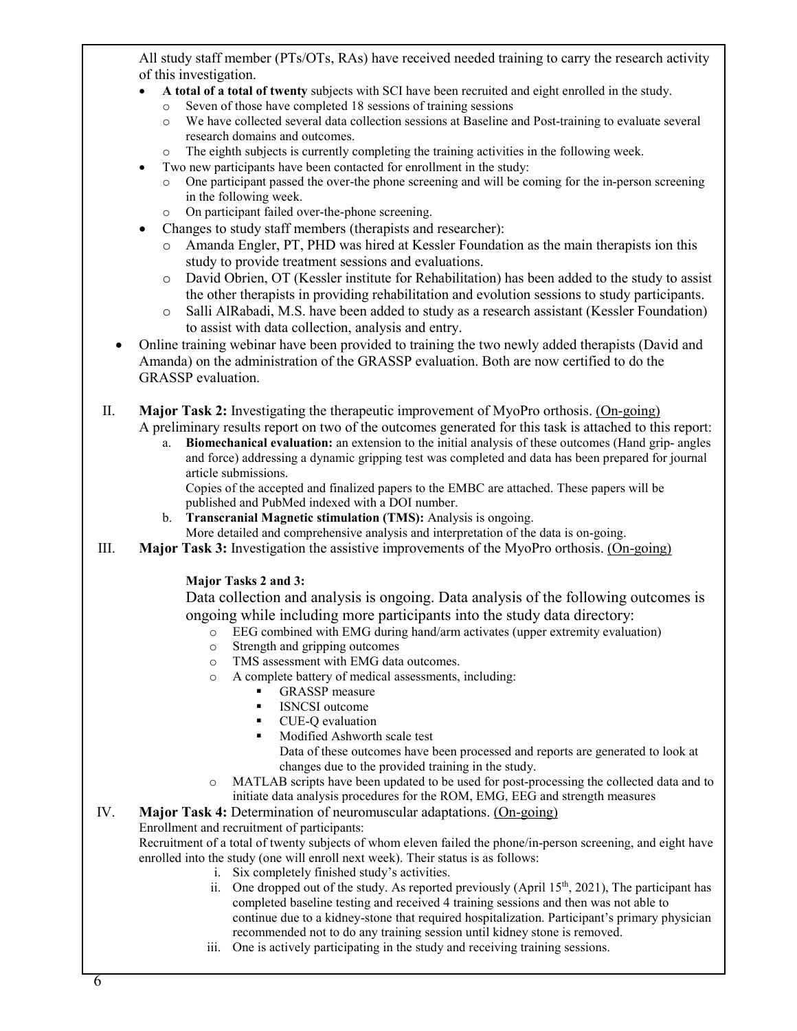All study staff member (PTs/OTs, RAs) have received needed training to carry the research activity of this investigation.

- **A total of a total of twenty** subjects with SCI have been recruited and eight enrolled in the study.
  - Seven of those have completed 18 sessions of training sessions
  - We have collected several data collection sessions at Baseline and Post-training to evaluate several research domains and outcomes.
  - The eighth subjects is currently completing the training activities in the following week.
- Two new participants have been contacted for enrollment in the study:
  - One participant passed the over-the phone screening and will be coming for the in-person screening in the following week.
  - On participant failed over-the-phone screening.
- Changes to study staff members (therapists and researcher):
  - Amanda Engler, PT, PHD was hired at Kessler Foundation as the main therapists ion this study to provide treatment sessions and evaluations.
  - David Obrien, OT (Kessler institute for Rehabilitation) has been added to the study to assist the other therapists in providing rehabilitation and evolution sessions to study participants.
  - Salli AlRabadi, M.S. have been added to study as a research assistant (Kessler Foundation) to assist with data collection, analysis and entry.
- Online training webinar have been provided to training the two newly added therapists (David and Amanda) on the administration of the GRASSP evaluation. Both are now certified to do the GRASSP evaluation.

II. **Major Task 2:** Investigating the therapeutic improvement of MyoPro orthosis. (On-going)
A preliminary results report on two of the outcomes generated for this task is attached to this report:

a. **Biomechanical evaluation:** an extension to the initial analysis of these outcomes (Hand grip- angles and force) addressing a dynamic gripping test was completed and data has been prepared for journal article submissions.
Copies of the accepted and finalized papers to the EMBC are attached. These papers will be published and PubMed indexed with a DOI number.

b. **Transcranial Magnetic stimulation (TMS):** Analysis is ongoing.
More detailed and comprehensive analysis and interpretation of the data is on-going.

III. **Major Task 3:** Investigation the assistive improvements of the MyoPro orthosis. (On-going)

**Major Tasks 2 and 3:**

Data collection and analysis is ongoing. Data analysis of the following outcomes is ongoing while including more participants into the study data directory:

- EEG combined with EMG during hand/arm activates (upper extremity evaluation)
- Strength and gripping outcomes
- TMS assessment with EMG data outcomes.
- A complete battery of medical assessments, including:
  - GRASSP measure
  - ISNCSI outcome
  - CUE-Q evaluation
  - Modified Ashworth scale test

  Data of these outcomes have been processed and reports are generated to look at changes due to the provided training in the study.
- MATLAB scripts have been updated to be used for post-processing the collected data and to initiate data analysis procedures for the ROM, EMG, EEG and strength measures

IV. **Major Task 4:** Determination of neuromuscular adaptations. (On-going)
Enrollment and recruitment of participants:
Recruitment of a total of twenty subjects of whom eleven failed the phone/in-person screening, and eight have enrolled into the study (one will enroll next week). Their status is as follows:

i. Six completely finished study's activities.
ii. One dropped out of the study. As reported previously (April 15th, 2021), The participant has completed baseline testing and received 4 training sessions and then was not able to continue due to a kidney-stone that required hospitalization. Participant's primary physician recommended not to do any training session until kidney stone is removed.
iii. One is actively participating in the study and receiving training sessions.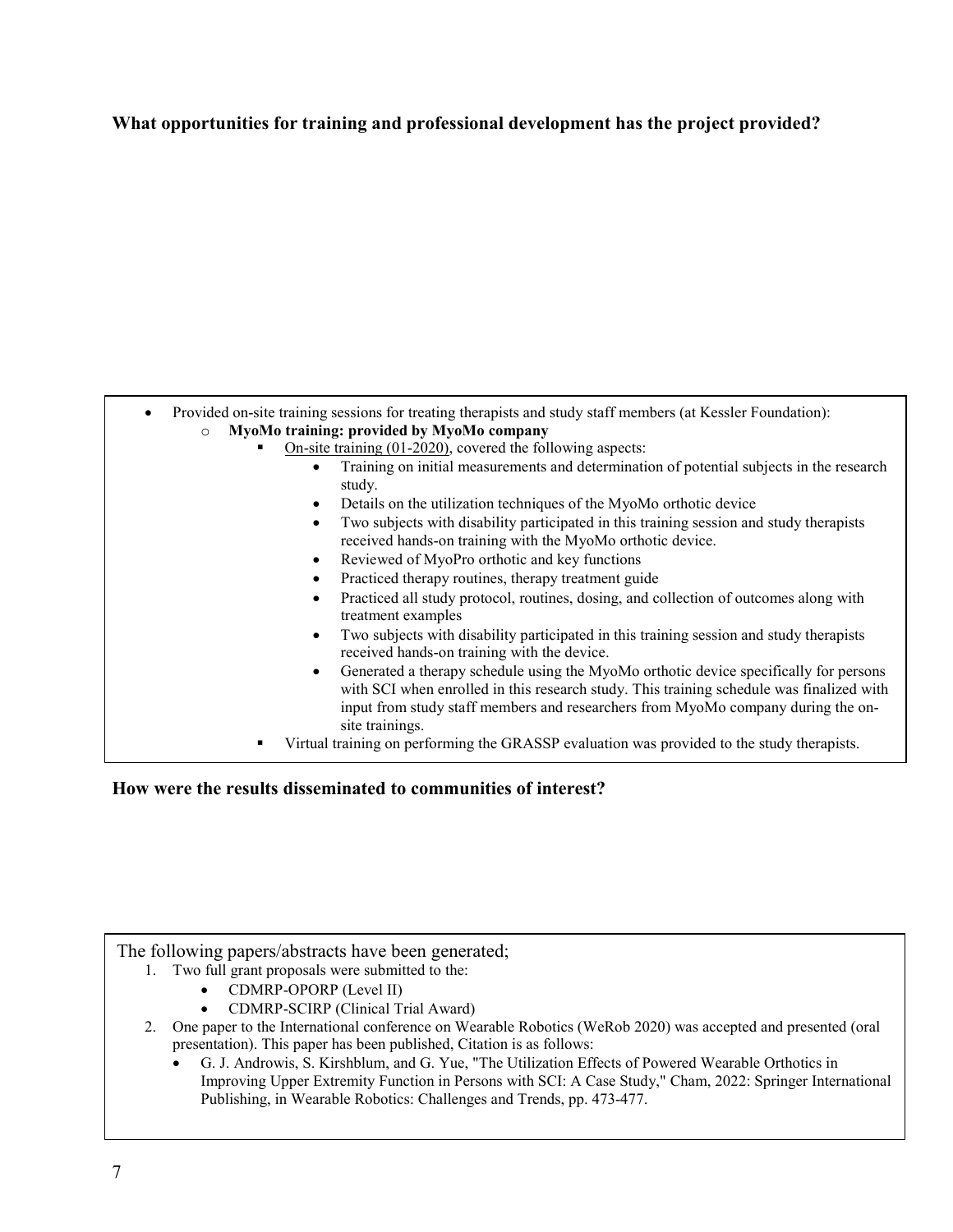**What opportunities for training and professional development has the project provided?**

- Provided on-site training sessions for treating therapists and study staff members (at Kessler Foundation):
  - **MyoMo training: provided by MyoMo company**
    - On-site training (01-2020), covered the following aspects:
      - Training on initial measurements and determination of potential subjects in the research study.
      - Details on the utilization techniques of the MyoMo orthotic device
      - Two subjects with disability participated in this training session and study therapists received hands-on training with the MyoMo orthotic device.
      - Reviewed of MyoPro orthotic and key functions
      - Practiced therapy routines, therapy treatment guide
      - Practiced all study protocol, routines, dosing, and collection of outcomes along with treatment examples
      - Two subjects with disability participated in this training session and study therapists received hands-on training with the device.
      - Generated a therapy schedule using the MyoMo orthotic device specifically for persons with SCI when enrolled in this research study. This training schedule was finalized with input from study staff members and researchers from MyoMo company during the on-site trainings.
    - Virtual training on performing the GRASSP evaluation was provided to the study therapists.

**How were the results disseminated to communities of interest?**

The following papers/abstracts have been generated;

1. Two full grant proposals were submitted to the:
   - CDMRP-OPORP (Level II)
   - CDMRP-SCIRP (Clinical Trial Award)
2. One paper to the International conference on Wearable Robotics (WeRob 2020) was accepted and presented (oral presentation). This paper has been published, Citation is as follows:
   - G. J. Androwis, S. Kirshblum, and G. Yue, "The Utilization Effects of Powered Wearable Orthotics in Improving Upper Extremity Function in Persons with SCI: A Case Study," Cham, 2022: Springer International Publishing, in Wearable Robotics: Challenges and Trends, pp. 473-477.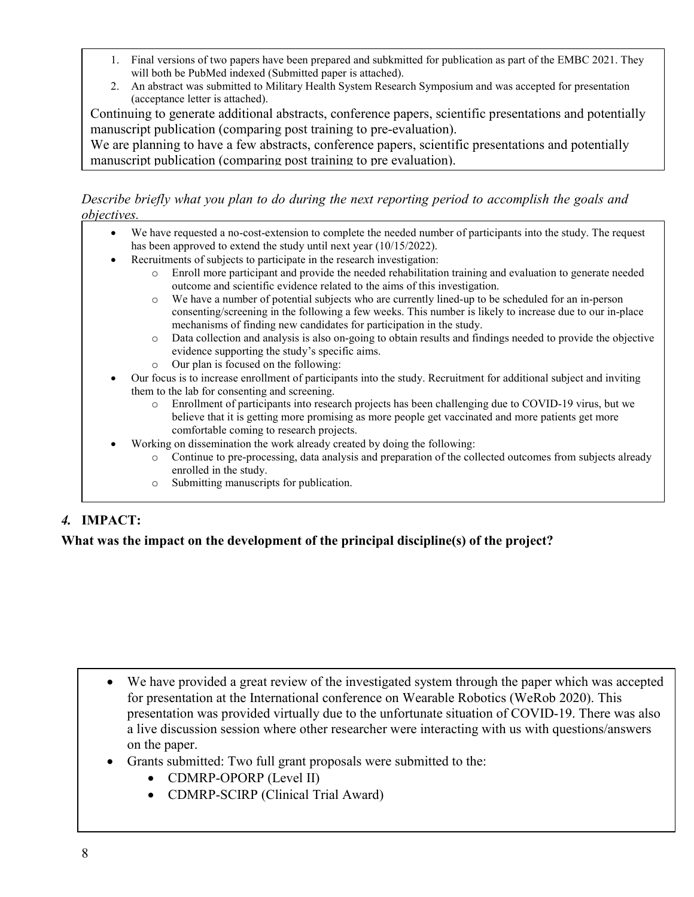1. Final versions of two papers have been prepared and subkmitted for publication as part of the EMBC 2021. They will both be PubMed indexed (Submitted paper is attached).
2. An abstract was submitted to Military Health System Research Symposium and was accepted for presentation (acceptance letter is attached).

Continuing to generate additional abstracts, conference papers, scientific presentations and potentially manuscript publication (comparing post training to pre-evaluation).

We are planning to have a few abstracts, conference papers, scientific presentations and potentially manuscript publication (comparing post training to pre evaluation).

*Describe briefly what you plan to do during the next reporting period to accomplish the goals and objectives.*

- We have requested a no-cost-extension to complete the needed number of participants into the study. The request has been approved to extend the study until next year (10/15/2022).
- Recruitments of subjects to participate in the research investigation:
  - Enroll more participant and provide the needed rehabilitation training and evaluation to generate needed outcome and scientific evidence related to the aims of this investigation.
  - We have a number of potential subjects who are currently lined-up to be scheduled for an in-person consenting/screening in the following a few weeks. This number is likely to increase due to our in-place mechanisms of finding new candidates for participation in the study.
  - Data collection and analysis is also on-going to obtain results and findings needed to provide the objective evidence supporting the study's specific aims.
  - Our plan is focused on the following:
- Our focus is to increase enrollment of participants into the study. Recruitment for additional subject and inviting them to the lab for consenting and screening.
  - Enrollment of participants into research projects has been challenging due to COVID-19 virus, but we believe that it is getting more promising as more people get vaccinated and more patients get more comfortable coming to research projects.
- Working on dissemination the work already created by doing the following:
  - Continue to pre-processing, data analysis and preparation of the collected outcomes from subjects already enrolled in the study.
  - Submitting manuscripts for publication.

## *4.* IMPACT:

**What was the impact on the development of the principal discipline(s) of the project?**

- We have provided a great review of the investigated system through the paper which was accepted for presentation at the International conference on Wearable Robotics (WeRob 2020). This presentation was provided virtually due to the unfortunate situation of COVID-19. There was also a live discussion session where other researcher were interacting with us with questions/answers on the paper.
- Grants submitted: Two full grant proposals were submitted to the:
  - CDMRP-OPORP (Level II)
  - CDMRP-SCIRP (Clinical Trial Award)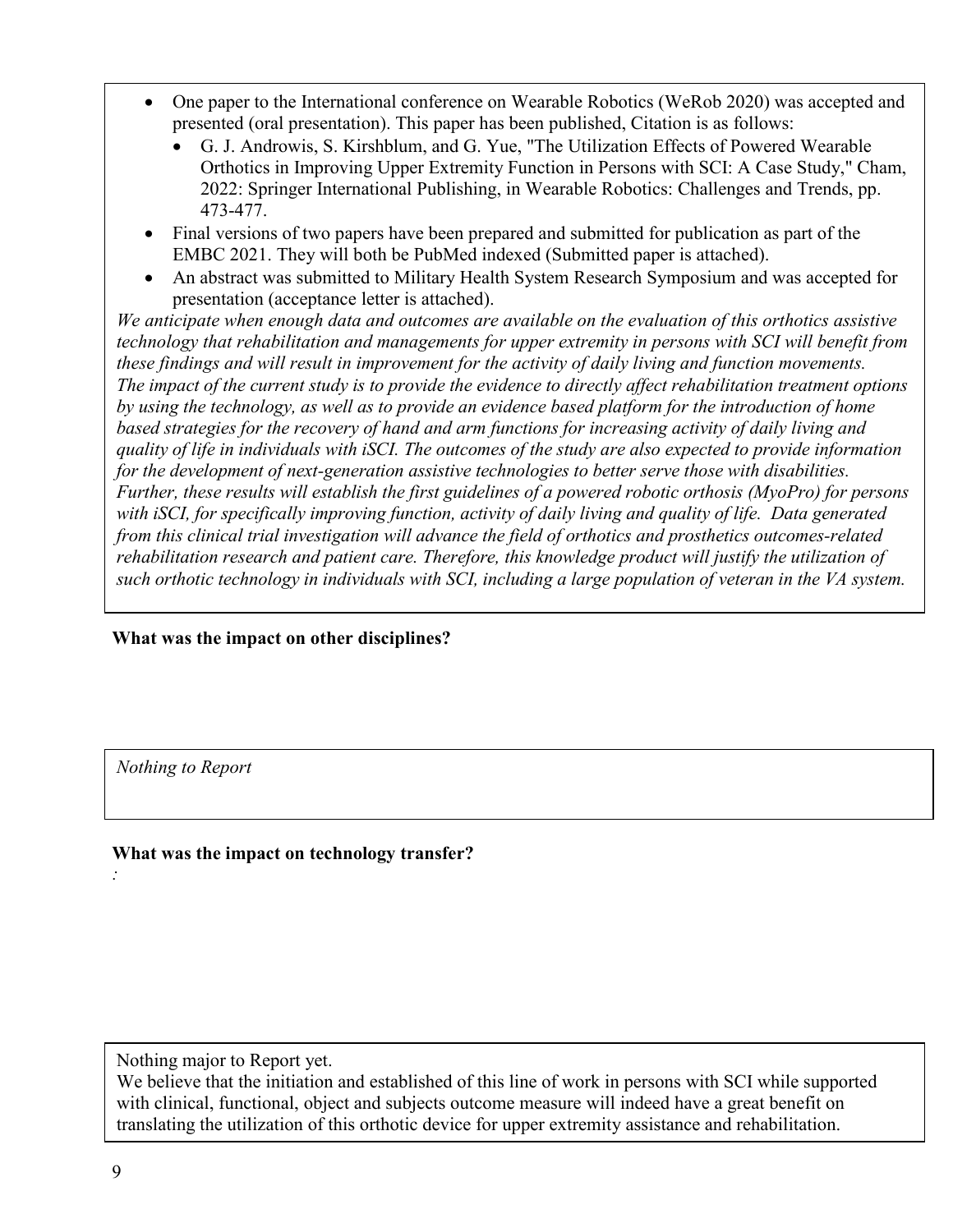- One paper to the International conference on Wearable Robotics (WeRob 2020) was accepted and presented (oral presentation). This paper has been published, Citation is as follows:
  - G. J. Androwis, S. Kirshblum, and G. Yue, "The Utilization Effects of Powered Wearable Orthotics in Improving Upper Extremity Function in Persons with SCI: A Case Study," Cham, 2022: Springer International Publishing, in Wearable Robotics: Challenges and Trends, pp. 473-477.
- Final versions of two papers have been prepared and submitted for publication as part of the EMBC 2021. They will both be PubMed indexed (Submitted paper is attached).
- An abstract was submitted to Military Health System Research Symposium and was accepted for presentation (acceptance letter is attached).

*We anticipate when enough data and outcomes are available on the evaluation of this orthotics assistive technology that rehabilitation and managements for upper extremity in persons with SCI will benefit from these findings and will result in improvement for the activity of daily living and function movements. The impact of the current study is to provide the evidence to directly affect rehabilitation treatment options by using the technology, as well as to provide an evidence based platform for the introduction of home based strategies for the recovery of hand and arm functions for increasing activity of daily living and quality of life in individuals with iSCI. The outcomes of the study are also expected to provide information for the development of next-generation assistive technologies to better serve those with disabilities. Further, these results will establish the first guidelines of a powered robotic orthosis (MyoPro) for persons with iSCI, for specifically improving function, activity of daily living and quality of life. Data generated from this clinical trial investigation will advance the field of orthotics and prosthetics outcomes-related rehabilitation research and patient care. Therefore, this knowledge product will justify the utilization of such orthotic technology in individuals with SCI, including a large population of veteran in the VA system.*

**What was the impact on other disciplines?**

*Nothing to Report*

**What was the impact on technology transfer?**

*:*

Nothing major to Report yet.
We believe that the initiation and established of this line of work in persons with SCI while supported with clinical, functional, object and subjects outcome measure will indeed have a great benefit on translating the utilization of this orthotic device for upper extremity assistance and rehabilitation.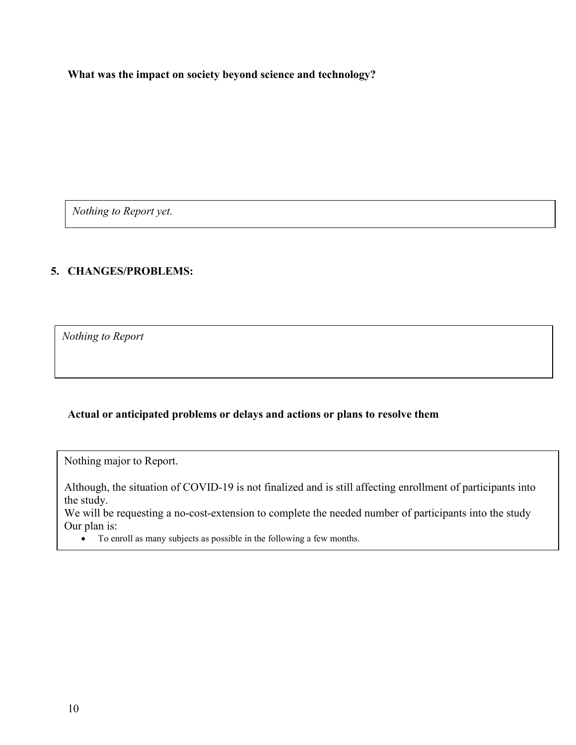**What was the impact on society beyond science and technology?**

*Nothing to Report yet.*

## 5. CHANGES/PROBLEMS:

*Nothing to Report*

**Actual or anticipated problems or delays and actions or plans to resolve them**

Nothing major to Report.

Although, the situation of COVID-19 is not finalized and is still affecting enrollment of participants into the study.
We will be requesting a no-cost-extension to complete the needed number of participants into the study
Our plan is:

- To enroll as many subjects as possible in the following a few months.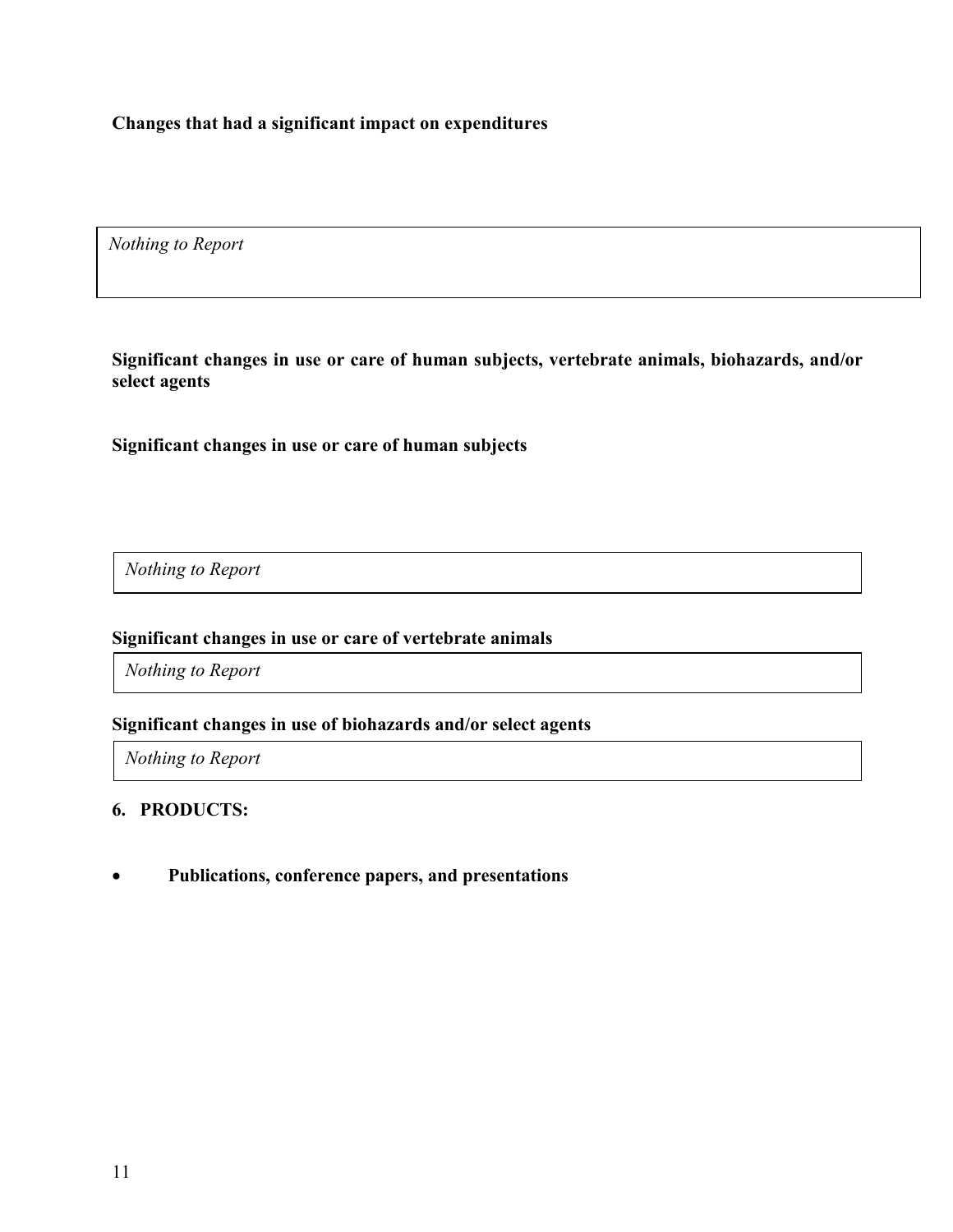**Changes that had a significant impact on expenditures**

*Nothing to Report*

**Significant changes in use or care of human subjects, vertebrate animals, biohazards, and/or select agents**

**Significant changes in use or care of human subjects**

*Nothing to Report*

**Significant changes in use or care of vertebrate animals**

*Nothing to Report*

**Significant changes in use of biohazards and/or select agents**

*Nothing to Report*

**6. PRODUCTS:**

- **Publications, conference papers, and presentations**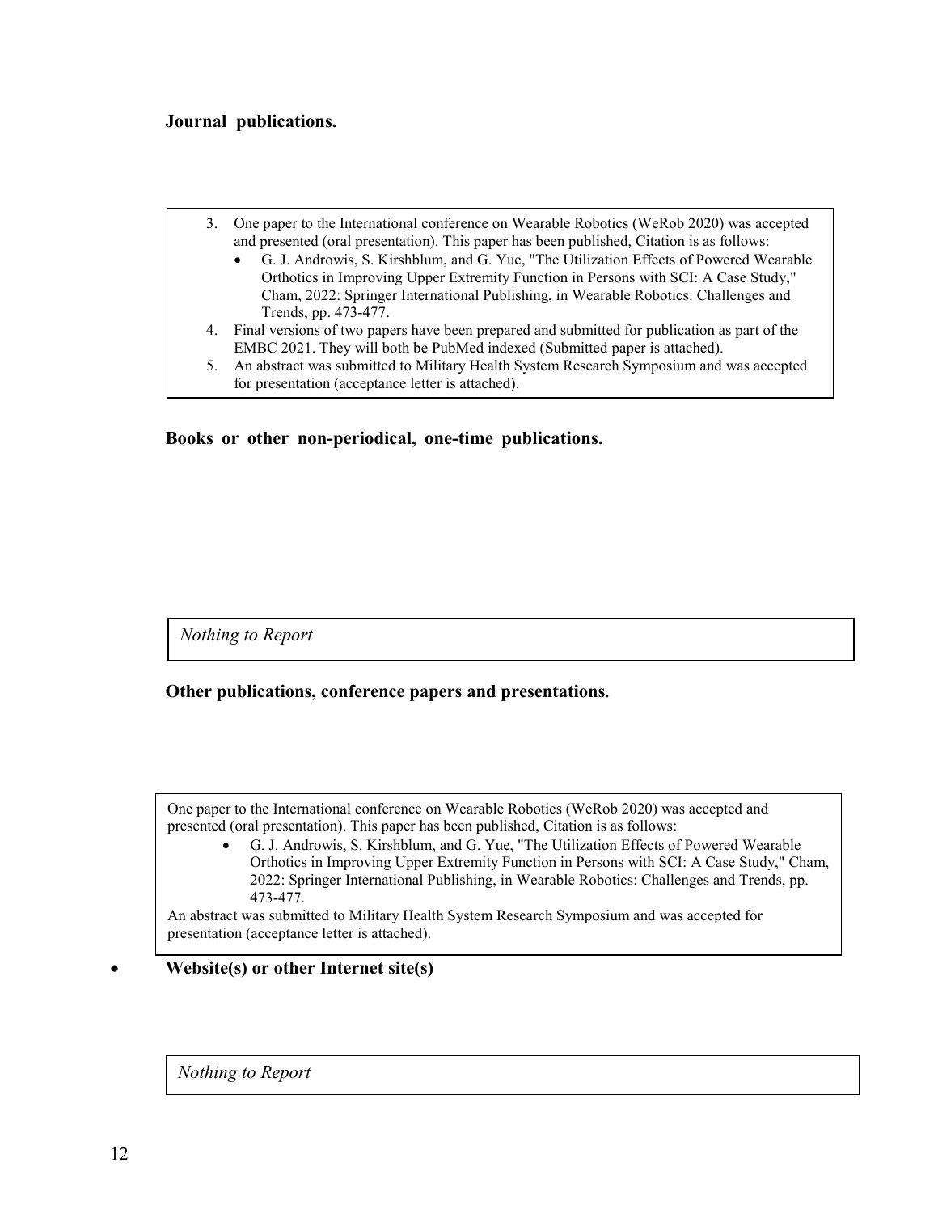**Journal publications.**

3. One paper to the International conference on Wearable Robotics (WeRob 2020) was accepted and presented (oral presentation). This paper has been published, Citation is as follows:
   - G. J. Androwis, S. Kirshblum, and G. Yue, "The Utilization Effects of Powered Wearable Orthotics in Improving Upper Extremity Function in Persons with SCI: A Case Study," Cham, 2022: Springer International Publishing, in Wearable Robotics: Challenges and Trends, pp. 473-477.
4. Final versions of two papers have been prepared and submitted for publication as part of the EMBC 2021. They will both be PubMed indexed (Submitted paper is attached).
5. An abstract was submitted to Military Health System Research Symposium and was accepted for presentation (acceptance letter is attached).

**Books or other non-periodical, one-time publications.**

*Nothing to Report*

**Other publications, conference papers and presentations**.

One paper to the International conference on Wearable Robotics (WeRob 2020) was accepted and presented (oral presentation). This paper has been published, Citation is as follows:

- G. J. Androwis, S. Kirshblum, and G. Yue, "The Utilization Effects of Powered Wearable Orthotics in Improving Upper Extremity Function in Persons with SCI: A Case Study," Cham, 2022: Springer International Publishing, in Wearable Robotics: Challenges and Trends, pp. 473-477.

An abstract was submitted to Military Health System Research Symposium and was accepted for presentation (acceptance letter is attached).

- **Website(s) or other Internet site(s)**

*Nothing to Report*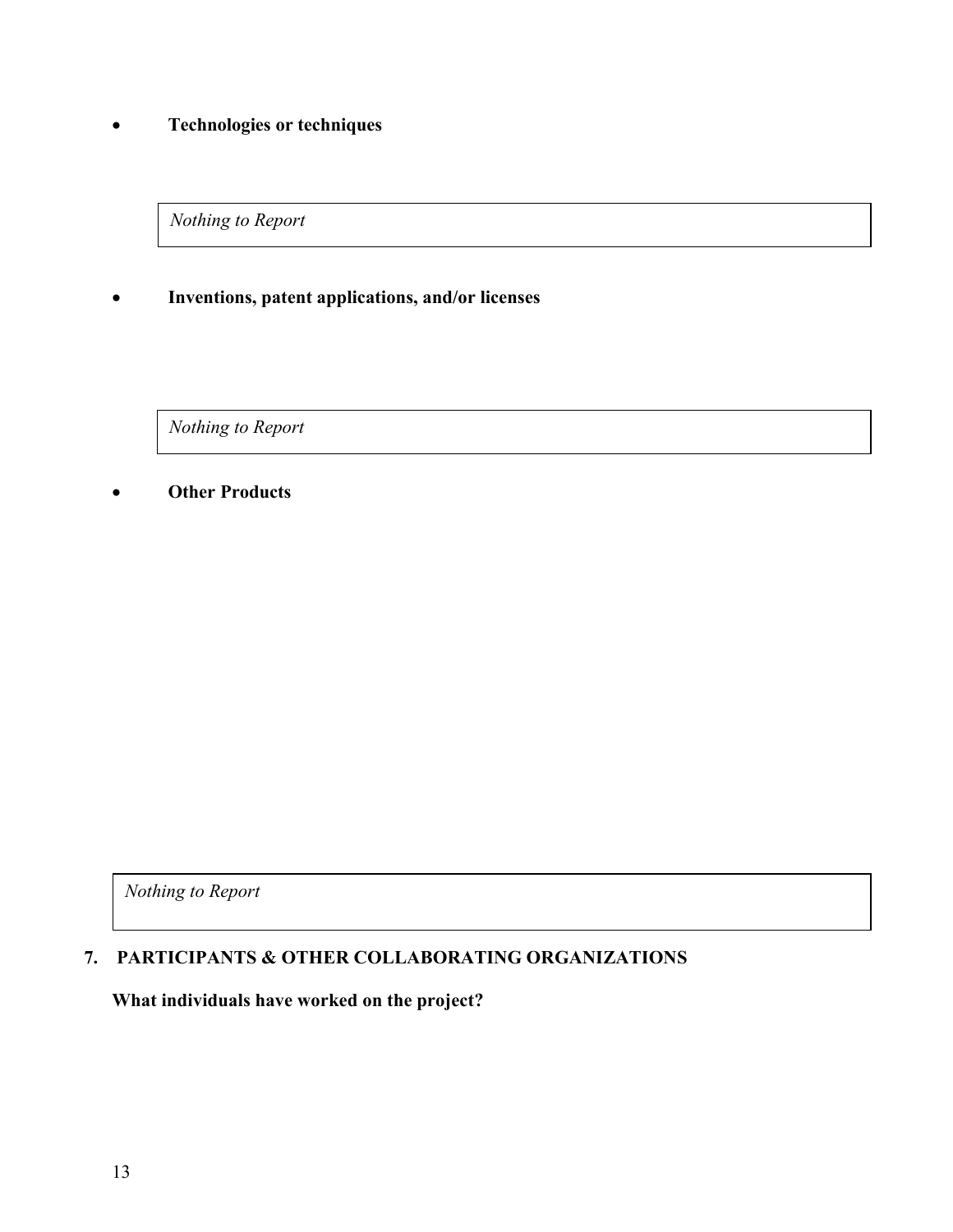- **Technologies or techniques**

*Nothing to Report*

- **Inventions, patent applications, and/or licenses**

*Nothing to Report*

- **Other Products**

*Nothing to Report*

## 7. PARTICIPANTS & OTHER COLLABORATING ORGANIZATIONS

**What individuals have worked on the project?**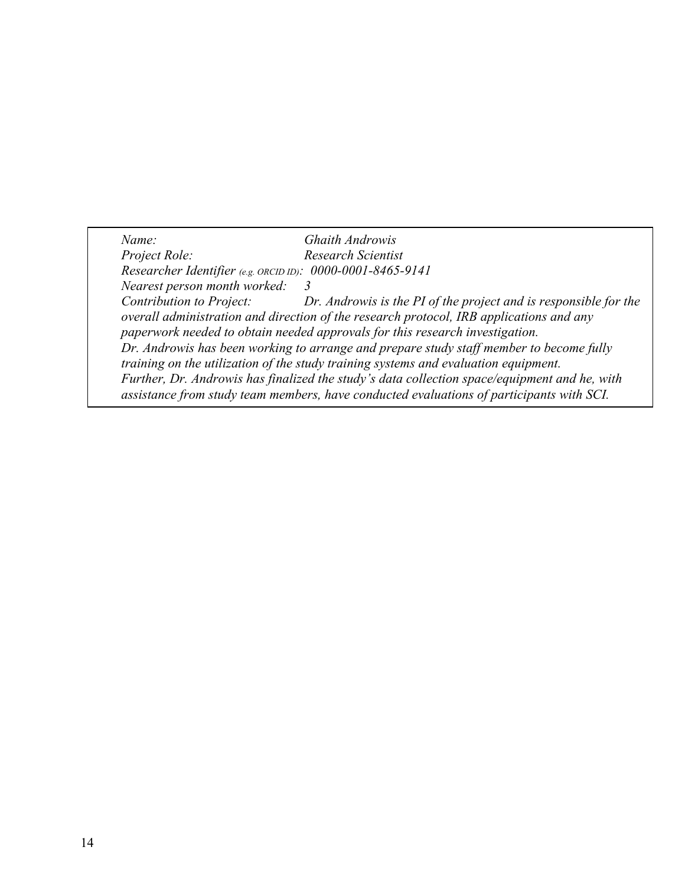*Name:* *Ghaith Androwis*
*Project Role:* *Research Scientist*
*Researcher Identifier (e.g. ORCID ID):* *0000-0001-8465-9141*
*Nearest person month worked:* *3*
*Contribution to Project:* *Dr. Androwis is the PI of the project and is responsible for the overall administration and direction of the research protocol, IRB applications and any paperwork needed to obtain needed approvals for this research investigation.*
*Dr. Androwis has been working to arrange and prepare study staff member to become fully training on the utilization of the study training systems and evaluation equipment.*
*Further, Dr. Androwis has finalized the study's data collection space/equipment and he, with assistance from study team members, have conducted evaluations of participants with SCI.*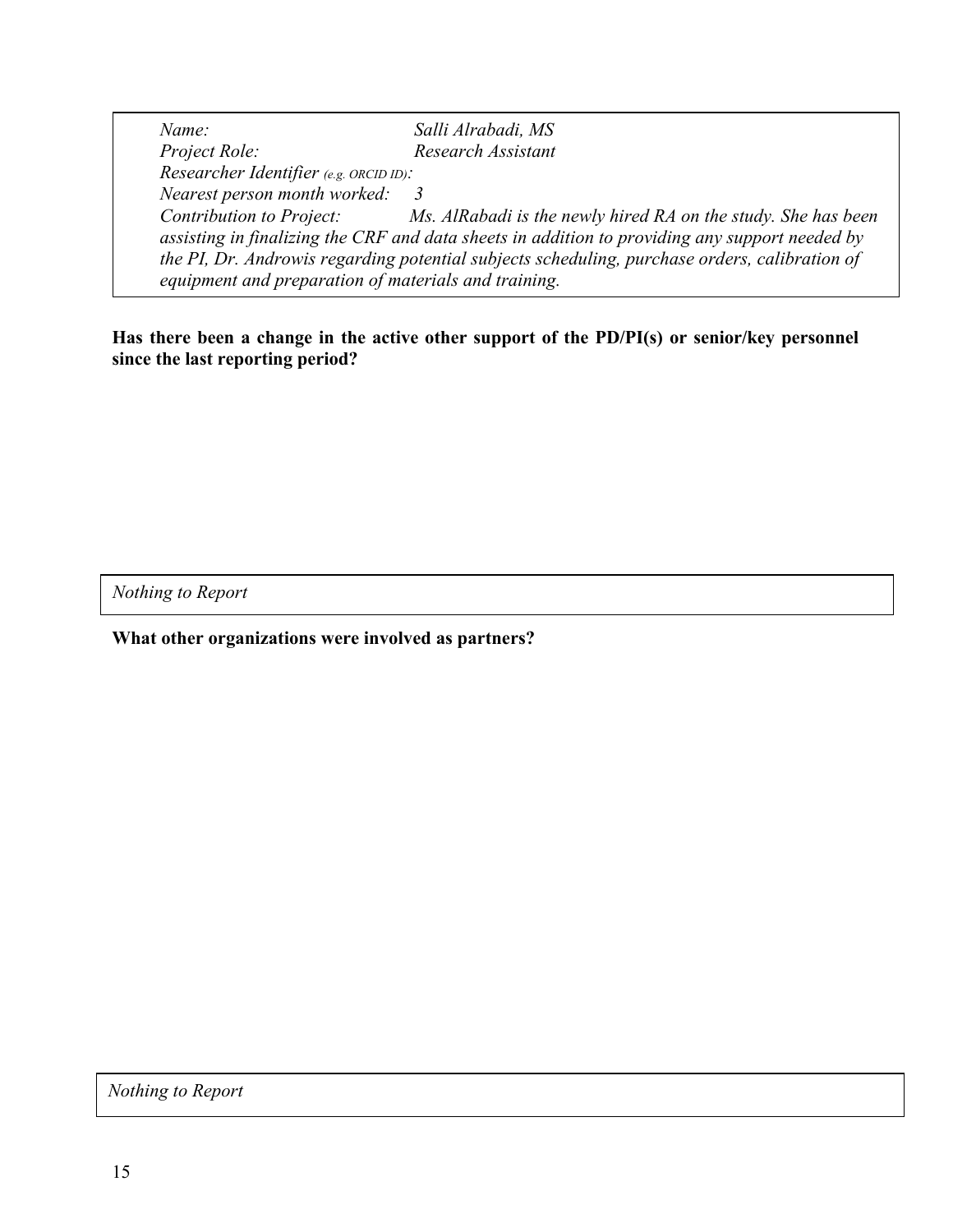*Name:* *Salli Alrabadi, MS*
*Project Role:* *Research Assistant*
*Researcher Identifier (e.g. ORCID ID):*
*Nearest person month worked:* *3*
*Contribution to Project:* *Ms. AlRabadi is the newly hired RA on the study. She has been assisting in finalizing the CRF and data sheets in addition to providing any support needed by the PI, Dr. Androwis regarding potential subjects scheduling, purchase orders, calibration of equipment and preparation of materials and training.*

**Has there been a change in the active other support of the PD/PI(s) or senior/key personnel since the last reporting period?**

*Nothing to Report*

**What other organizations were involved as partners?**

*Nothing to Report*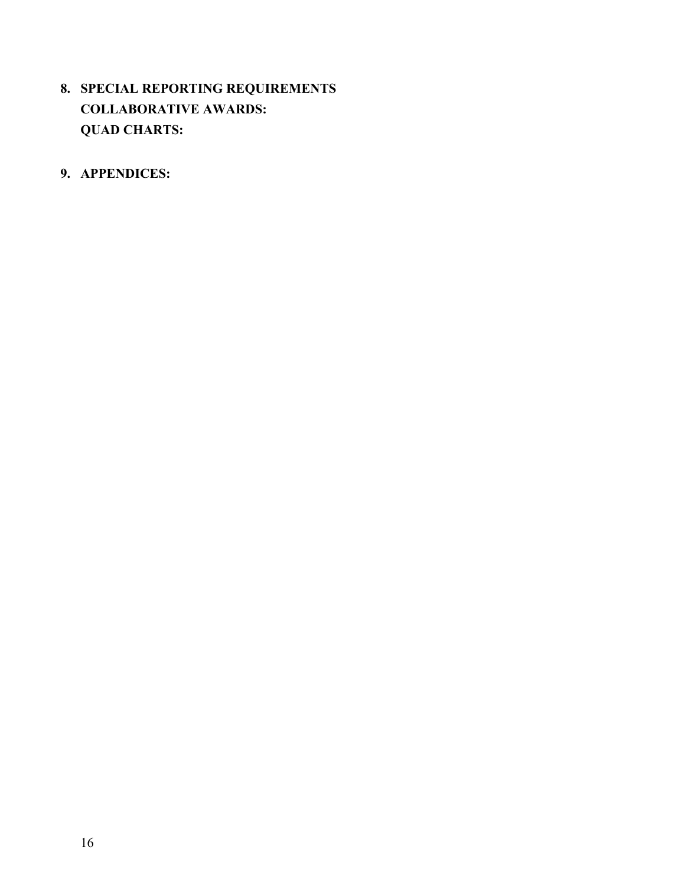## 8. SPECIAL REPORTING REQUIREMENTS

**COLLABORATIVE AWARDS:**

**QUAD CHARTS:**

## 9. APPENDICES: